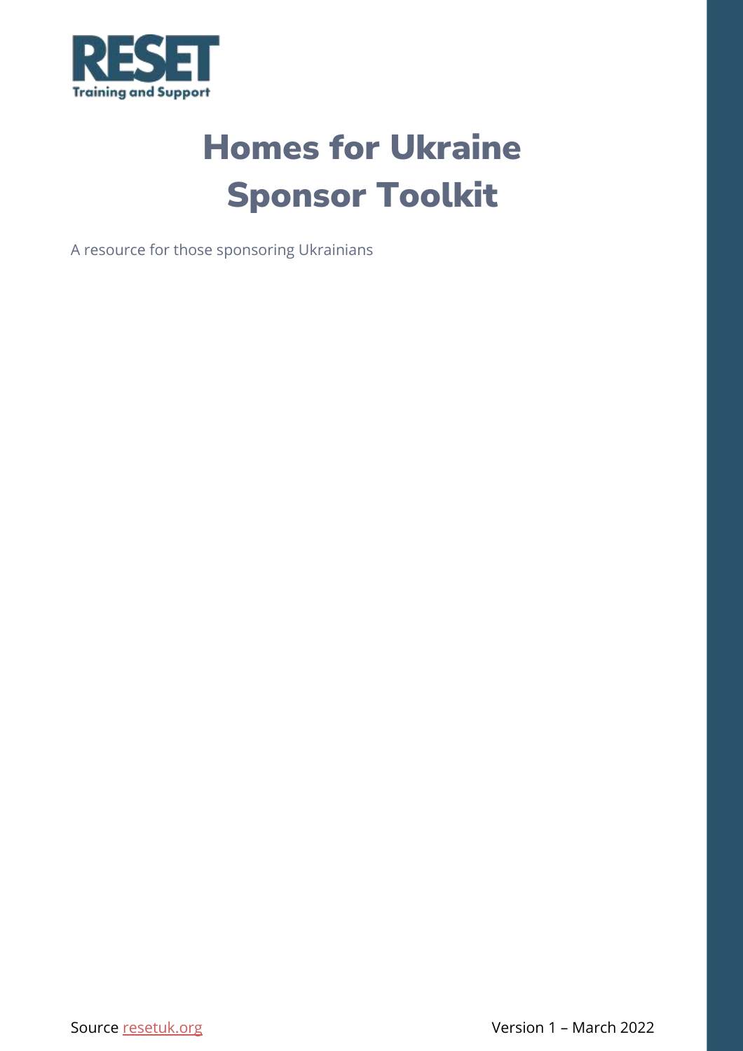RESET

Training and Support

# Homes for Ukraine Sponsor Toolkit

A resource for those sponsoring Ukrainians

Source resetuk.org

Version 1 – March 2022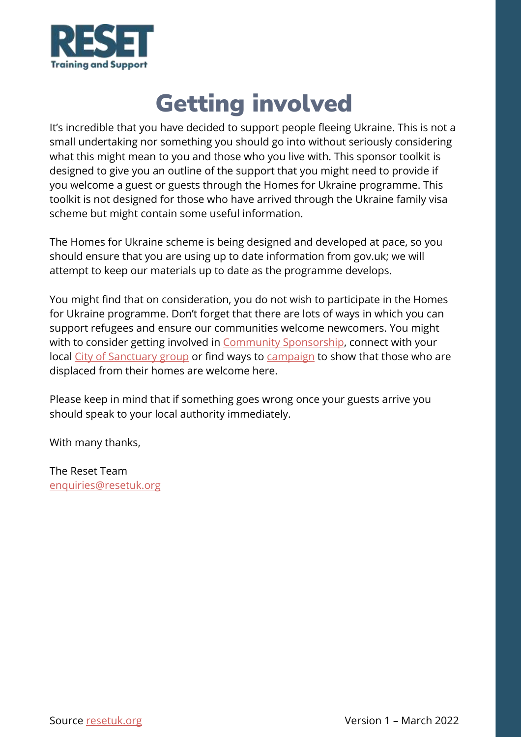# Getting involved

It's incredible that you have decided to support people fleeing Ukraine. This is not a small undertaking nor something you should go into without seriously considering what this might mean to you and those who you live with. This sponsor toolkit is designed to give you an outline of the support that you might need to provide if you welcome a guest or guests through the Homes for Ukraine programme. This toolkit is not designed for those who have arrived through the Ukraine family visa scheme but might contain some useful information.

The Homes for Ukraine scheme is being designed and developed at pace, so you should ensure that you are using up to date information from gov.uk; we will attempt to keep our materials up to date as the programme develops.

You might find that on consideration, you do not wish to participate in the Homes for Ukraine programme. Don't forget that there are lots of ways in which you can support refugees and ensure our communities welcome newcomers. You might with to consider getting involved in Community Sponsorship, connect with your local City of Sanctuary group or find ways to campaign to show that those who are displaced from their homes are welcome here.

Please keep in mind that if something goes wrong once your guests arrive you should speak to your local authority immediately.

With many thanks,

The Reset Team
enquiries@resetuk.org

Source resetuk.org

Version 1 – March 2022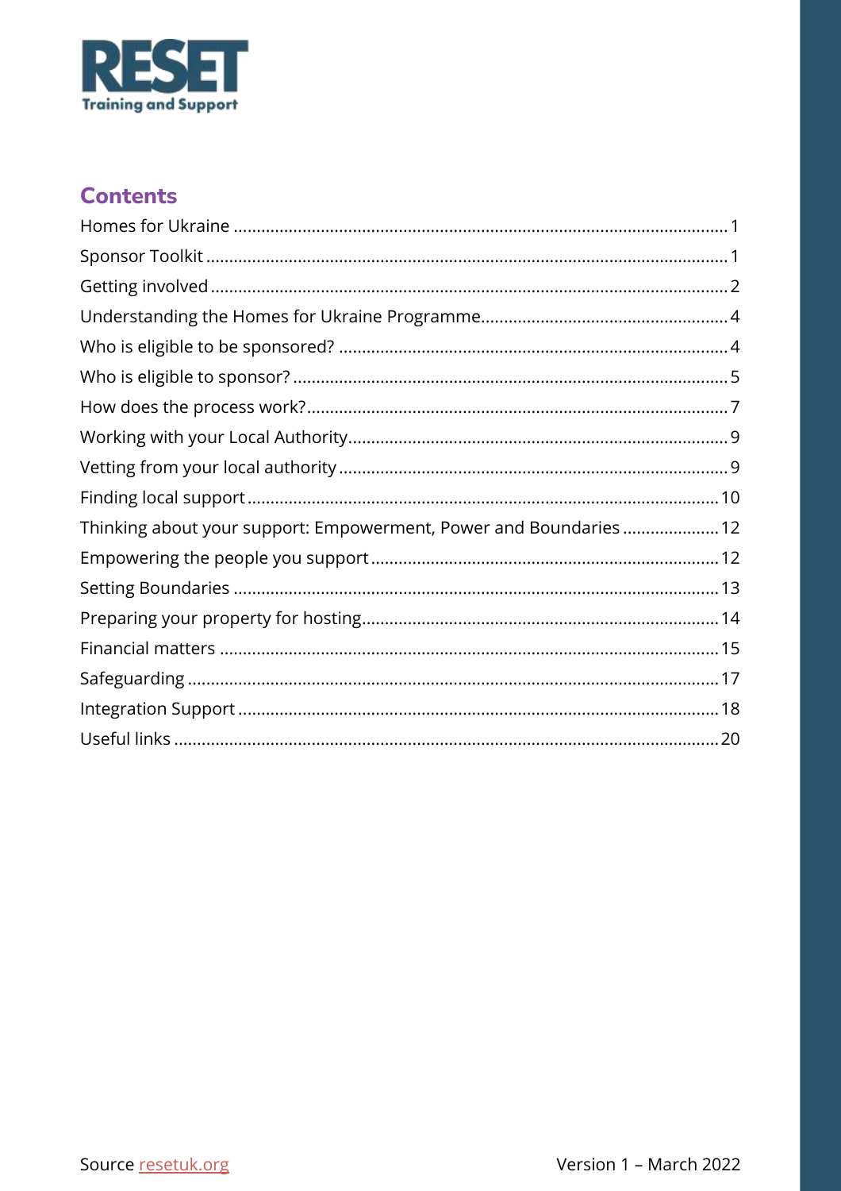RESET
Training and Support

## Contents

Homes for Ukraine ........................................................................................................ 1
Sponsor Toolkit ............................................................................................................... 1
Getting involved .............................................................................................................. 2
Understanding the Homes for Ukraine Programme.................................................... 4
Who is eligible to be sponsored? .................................................................................. 4
Who is eligible to sponsor? ............................................................................................ 5
How does the process work?.......................................................................................... 7
Working with your Local Authority................................................................................. 9
Vetting from your local authority ................................................................................... 9
Finding local support ...................................................................................................... 10
Thinking about your support: Empowerment, Power and Boundaries ..................... 12
Empowering the people you support ........................................................................... 12
Setting Boundaries ......................................................................................................... 13
Preparing your property for hosting............................................................................. 14
Financial matters ........................................................................................................... 15
Safeguarding .................................................................................................................. 17
Integration Support ....................................................................................................... 18
Useful links ..................................................................................................................... 20

Source resetuk.org

Version 1 – March 2022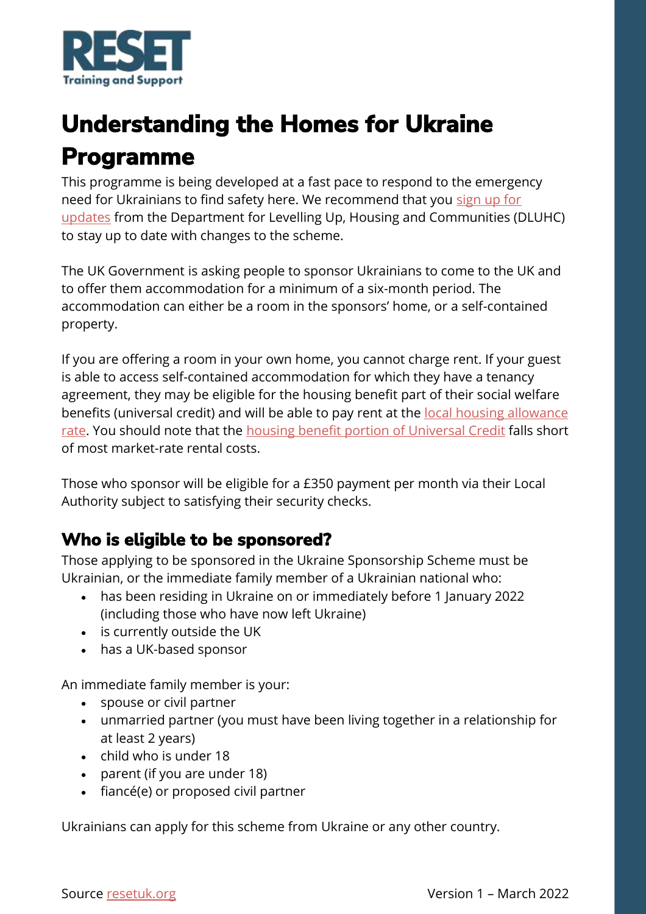# Understanding the Homes for Ukraine Programme

This programme is being developed at a fast pace to respond to the emergency need for Ukrainians to find safety here. We recommend that you sign up for updates from the Department for Levelling Up, Housing and Communities (DLUHC) to stay up to date with changes to the scheme.

The UK Government is asking people to sponsor Ukrainians to come to the UK and to offer them accommodation for a minimum of a six-month period. The accommodation can either be a room in the sponsors' home, or a self-contained property.

If you are offering a room in your own home, you cannot charge rent. If your guest is able to access self-contained accommodation for which they have a tenancy agreement, they may be eligible for the housing benefit part of their social welfare benefits (universal credit) and will be able to pay rent at the local housing allowance rate. You should note that the housing benefit portion of Universal Credit falls short of most market-rate rental costs.

Those who sponsor will be eligible for a £350 payment per month via their Local Authority subject to satisfying their security checks.

## Who is eligible to be sponsored?

Those applying to be sponsored in the Ukraine Sponsorship Scheme must be Ukrainian, or the immediate family member of a Ukrainian national who:

- has been residing in Ukraine on or immediately before 1 January 2022 (including those who have now left Ukraine)
- is currently outside the UK
- has a UK-based sponsor

An immediate family member is your:

- spouse or civil partner
- unmarried partner (you must have been living together in a relationship for at least 2 years)
- child who is under 18
- parent (if you are under 18)
- fiancé(e) or proposed civil partner

Ukrainians can apply for this scheme from Ukraine or any other country.

Source resetuk.org Version 1 – March 2022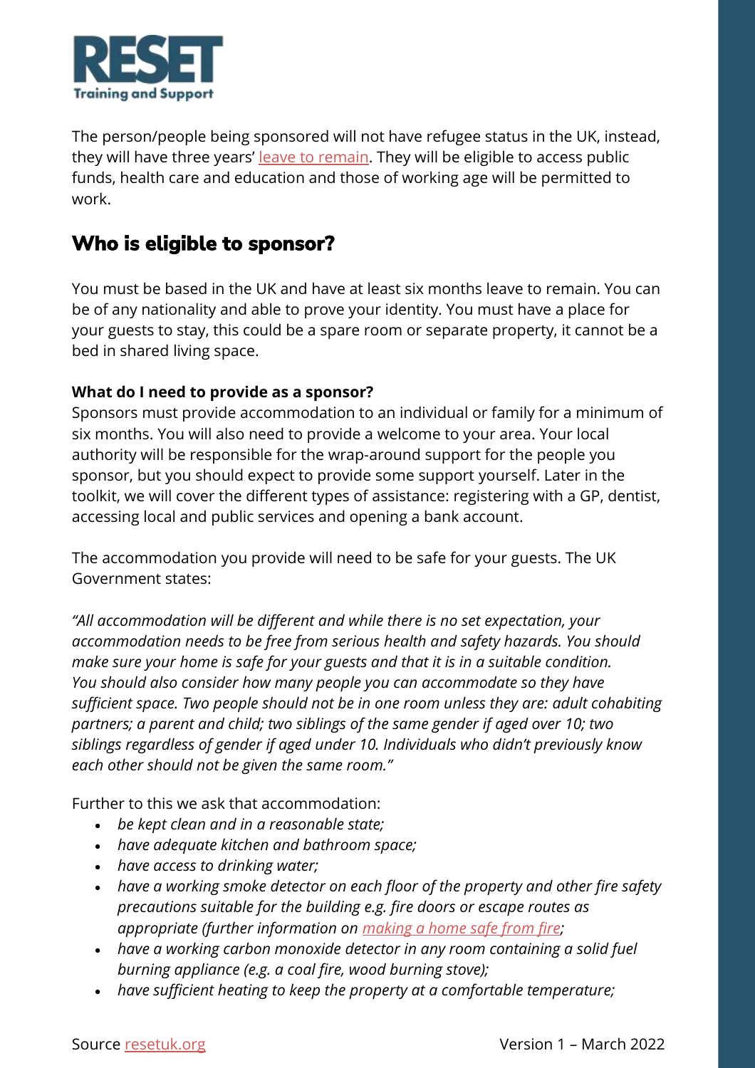The person/people being sponsored will not have refugee status in the UK, instead, they will have three years' leave to remain. They will be eligible to access public funds, health care and education and those of working age will be permitted to work.

## Who is eligible to sponsor?

You must be based in the UK and have at least six months leave to remain. You can be of any nationality and able to prove your identity. You must have a place for your guests to stay, this could be a spare room or separate property, it cannot be a bed in shared living space.

**What do I need to provide as a sponsor?**

Sponsors must provide accommodation to an individual or family for a minimum of six months. You will also need to provide a welcome to your area. Your local authority will be responsible for the wrap-around support for the people you sponsor, but you should expect to provide some support yourself. Later in the toolkit, we will cover the different types of assistance: registering with a GP, dentist, accessing local and public services and opening a bank account.

The accommodation you provide will need to be safe for your guests. The UK Government states:

*"All accommodation will be different and while there is no set expectation, your accommodation needs to be free from serious health and safety hazards. You should make sure your home is safe for your guests and that it is in a suitable condition. You should also consider how many people you can accommodate so they have sufficient space. Two people should not be in one room unless they are: adult cohabiting partners; a parent and child; two siblings of the same gender if aged over 10; two siblings regardless of gender if aged under 10. Individuals who didn't previously know each other should not be given the same room."*

Further to this we ask that accommodation:

- *be kept clean and in a reasonable state;*
- *have adequate kitchen and bathroom space;*
- *have access to drinking water;*
- *have a working smoke detector on each floor of the property and other fire safety precautions suitable for the building e.g. fire doors or escape routes as appropriate (further information on making a home safe from fire;*
- *have a working carbon monoxide detector in any room containing a solid fuel burning appliance (e.g. a coal fire, wood burning stove);*
- *have sufficient heating to keep the property at a comfortable temperature;*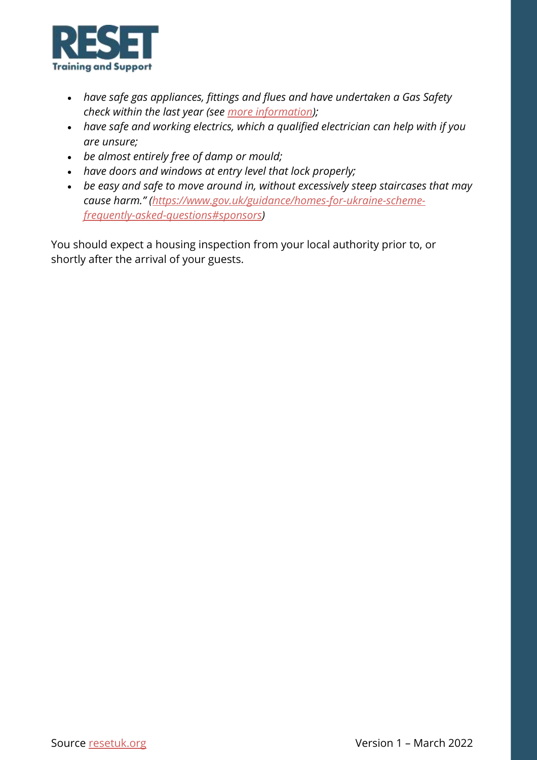- *have safe gas appliances, fittings and flues and have undertaken a Gas Safety check within the last year (see [more information]);*
- *have safe and working electrics, which a qualified electrician can help with if you are unsure;*
- *be almost entirely free of damp or mould;*
- *have doors and windows at entry level that lock properly;*
- *be easy and safe to move around in, without excessively steep staircases that may cause harm." (https://www.gov.uk/guidance/homes-for-ukraine-scheme-frequently-asked-questions#sponsors)*

You should expect a housing inspection from your local authority prior to, or shortly after the arrival of your guests.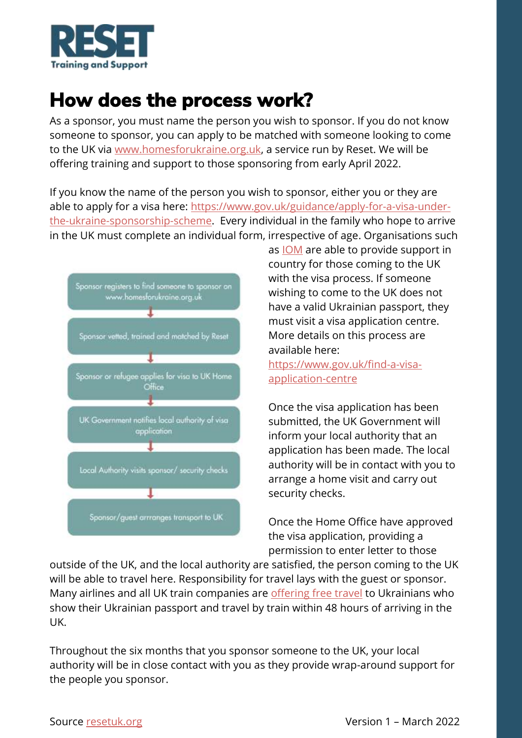**RESET**
**Training and Support**

# How does the process work?

As a sponsor, you must name the person you wish to sponsor. If you do not know someone to sponsor, you can apply to be matched with someone looking to come to the UK via [www.homesforukraine.org.uk](www.homesforukraine.org.uk), a service run by Reset. We will be offering training and support to those sponsoring from early April 2022.

If you know the name of the person you wish to sponsor, either you or they are able to apply for a visa here: [https://www.gov.uk/guidance/apply-for-a-visa-under-the-ukraine-sponsorship-scheme](https://www.gov.uk/guidance/apply-for-a-visa-under-the-ukraine-sponsorship-scheme). Every individual in the family who hope to arrive in the UK must complete an individual form, irrespective of age. Organisations such as [IOM](IOM) are able to provide support in country for those coming to the UK with the visa process. If someone wishing to come to the UK does not have a valid Ukrainian passport, they must visit a visa application centre. More details on this process are available here: [https://www.gov.uk/find-a-visa-application-centre](https://www.gov.uk/find-a-visa-application-centre)

Sponsor registers to find someone to sponsor on www.homesforukraine.org.uk
↓
Sponsor vetted, trained and matched by Reset
↓
Sponsor or refugee applies for visa to UK Home Office
↓
UK Government notifies local authority of visa application
↓
Local Authority visits sponsor/ security checks
↓
Sponsor/guest arranges transport to UK

Once the visa application has been submitted, the UK Government will inform your local authority that an application has been made. The local authority will be in contact with you to arrange a home visit and carry out security checks.

Once the Home Office have approved the visa application, providing a permission to enter letter to those outside of the UK, and the local authority are satisfied, the person coming to the UK will be able to travel here. Responsibility for travel lays with the guest or sponsor. Many airlines and all UK train companies are offering free travel to Ukrainians who show their Ukrainian passport and travel by train within 48 hours of arriving in the UK.

Throughout the six months that you sponsor someone to the UK, your local authority will be in close contact with you as they provide wrap-around support for the people you sponsor.

Source [resetuk.org](resetuk.org) Version 1 – March 2022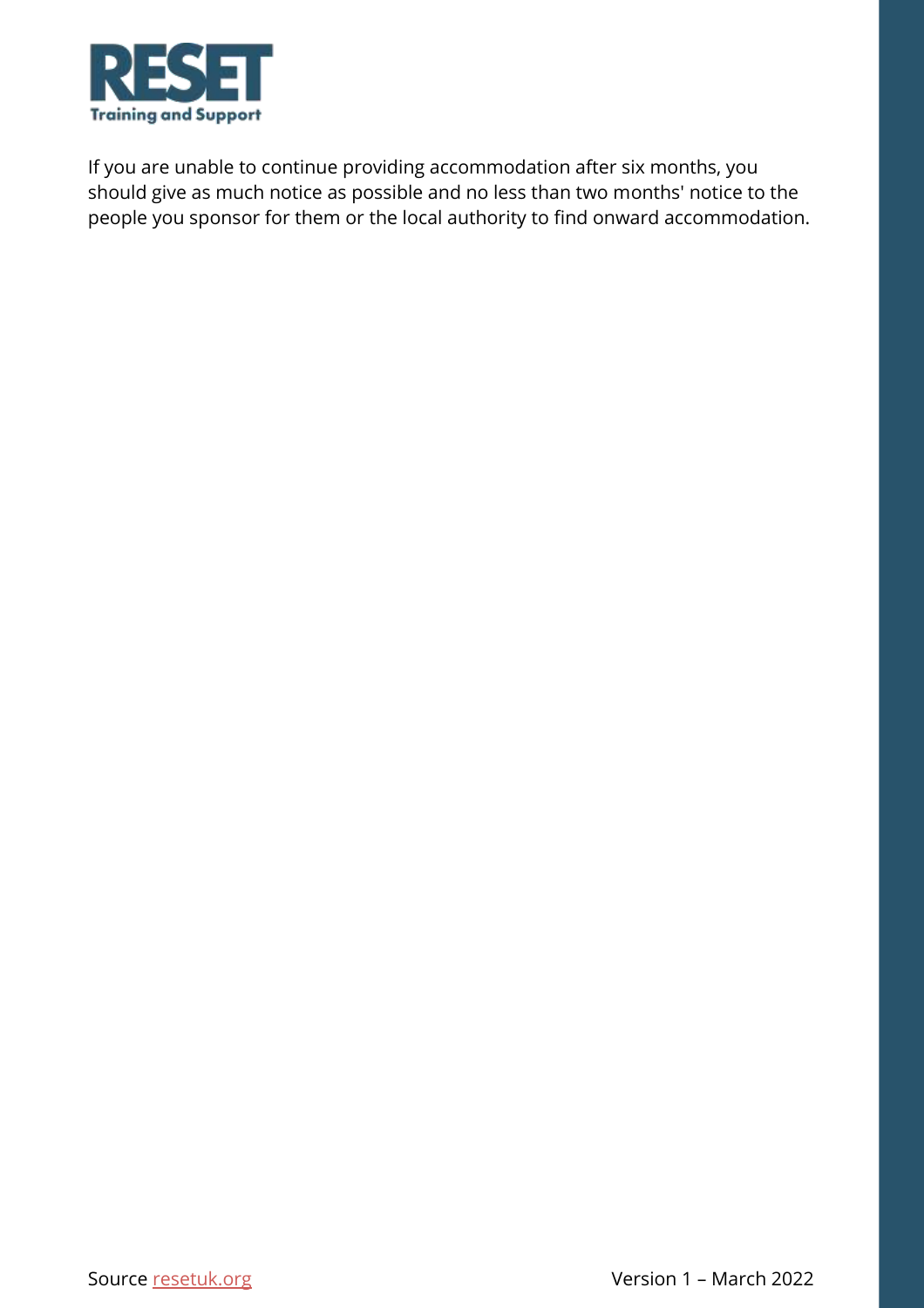If you are unable to continue providing accommodation after six months, you should give as much notice as possible and no less than two months' notice to the people you sponsor for them or the local authority to find onward accommodation.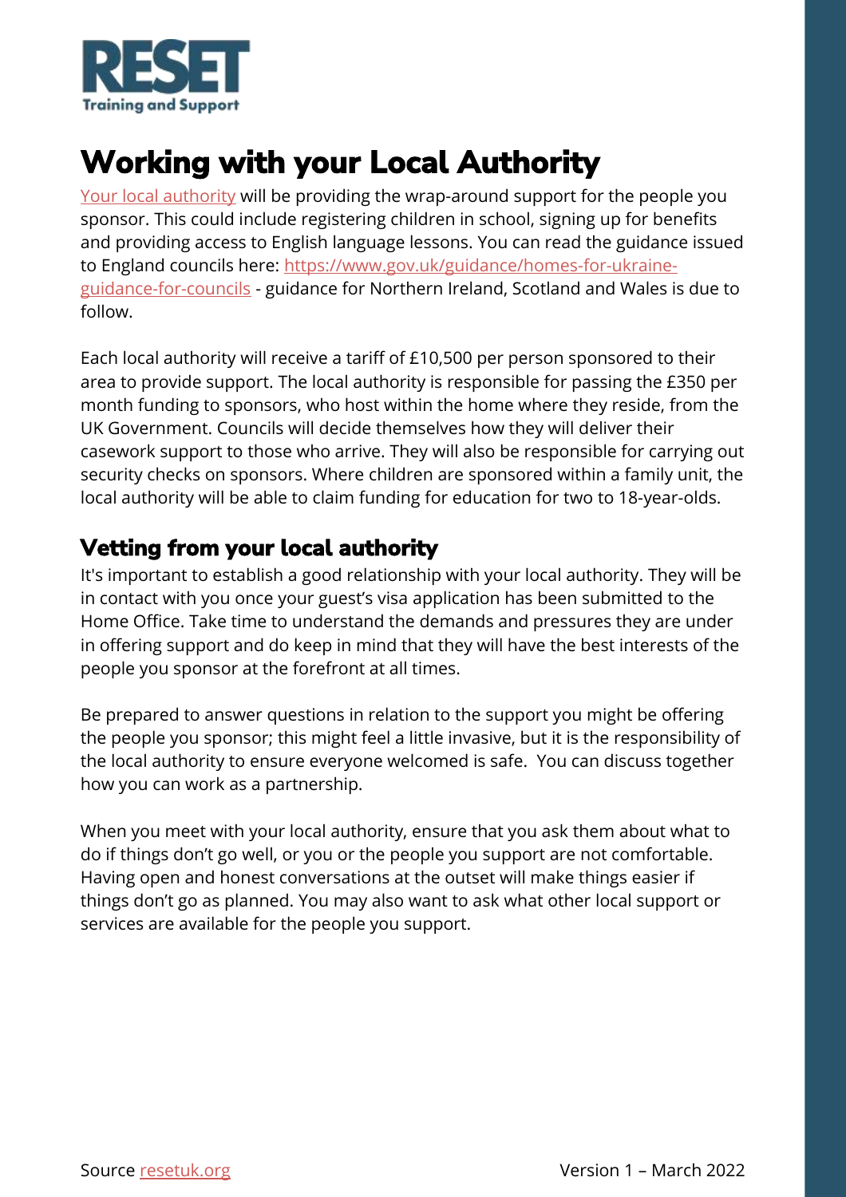# Working with your Local Authority

Your local authority will be providing the wrap-around support for the people you sponsor. This could include registering children in school, signing up for benefits and providing access to English language lessons. You can read the guidance issued to England councils here: https://www.gov.uk/guidance/homes-for-ukraine-guidance-for-councils - guidance for Northern Ireland, Scotland and Wales is due to follow.

Each local authority will receive a tariff of £10,500 per person sponsored to their area to provide support. The local authority is responsible for passing the £350 per month funding to sponsors, who host within the home where they reside, from the UK Government. Councils will decide themselves how they will deliver their casework support to those who arrive. They will also be responsible for carrying out security checks on sponsors. Where children are sponsored within a family unit, the local authority will be able to claim funding for education for two to 18-year-olds.

## Vetting from your local authority

It's important to establish a good relationship with your local authority. They will be in contact with you once your guest's visa application has been submitted to the Home Office. Take time to understand the demands and pressures they are under in offering support and do keep in mind that they will have the best interests of the people you sponsor at the forefront at all times.

Be prepared to answer questions in relation to the support you might be offering the people you sponsor; this might feel a little invasive, but it is the responsibility of the local authority to ensure everyone welcomed is safe. You can discuss together how you can work as a partnership.

When you meet with your local authority, ensure that you ask them about what to do if things don't go well, or you or the people you support are not comfortable. Having open and honest conversations at the outset will make things easier if things don't go as planned. You may also want to ask what other local support or services are available for the people you support.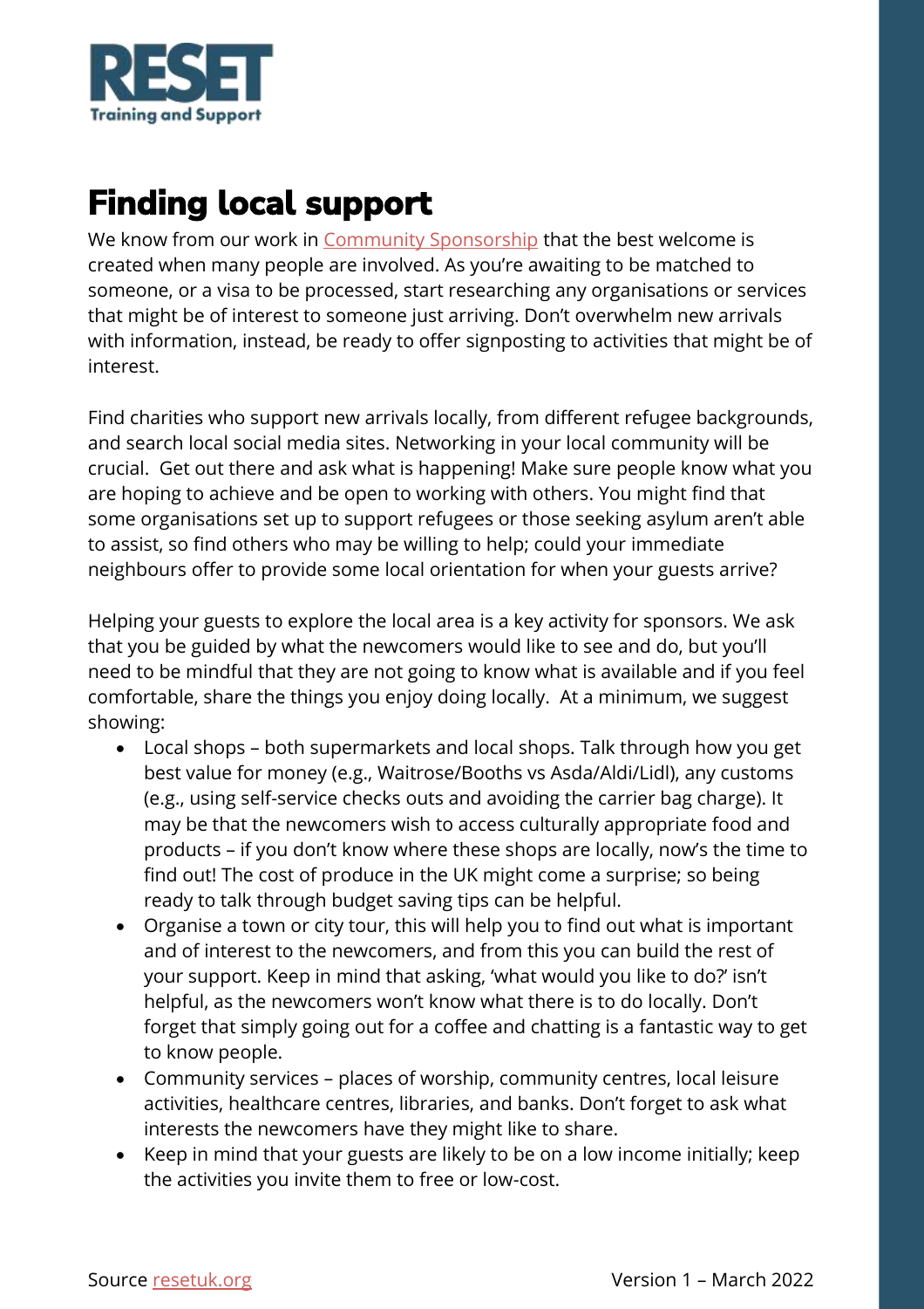# Finding local support

We know from our work in Community Sponsorship that the best welcome is created when many people are involved. As you're awaiting to be matched to someone, or a visa to be processed, start researching any organisations or services that might be of interest to someone just arriving. Don't overwhelm new arrivals with information, instead, be ready to offer signposting to activities that might be of interest.

Find charities who support new arrivals locally, from different refugee backgrounds, and search local social media sites. Networking in your local community will be crucial. Get out there and ask what is happening! Make sure people know what you are hoping to achieve and be open to working with others. You might find that some organisations set up to support refugees or those seeking asylum aren't able to assist, so find others who may be willing to help; could your immediate neighbours offer to provide some local orientation for when your guests arrive?

Helping your guests to explore the local area is a key activity for sponsors. We ask that you be guided by what the newcomers would like to see and do, but you'll need to be mindful that they are not going to know what is available and if you feel comfortable, share the things you enjoy doing locally. At a minimum, we suggest showing:

- Local shops – both supermarkets and local shops. Talk through how you get best value for money (e.g., Waitrose/Booths vs Asda/Aldi/Lidl), any customs (e.g., using self-service checks outs and avoiding the carrier bag charge). It may be that the newcomers wish to access culturally appropriate food and products – if you don't know where these shops are locally, now's the time to find out! The cost of produce in the UK might come a surprise; so being ready to talk through budget saving tips can be helpful.
- Organise a town or city tour, this will help you to find out what is important and of interest to the newcomers, and from this you can build the rest of your support. Keep in mind that asking, 'what would you like to do?' isn't helpful, as the newcomers won't know what there is to do locally. Don't forget that simply going out for a coffee and chatting is a fantastic way to get to know people.
- Community services – places of worship, community centres, local leisure activities, healthcare centres, libraries, and banks. Don't forget to ask what interests the newcomers have they might like to share.
- Keep in mind that your guests are likely to be on a low income initially; keep the activities you invite them to free or low-cost.

Source resetuk.org Version 1 – March 2022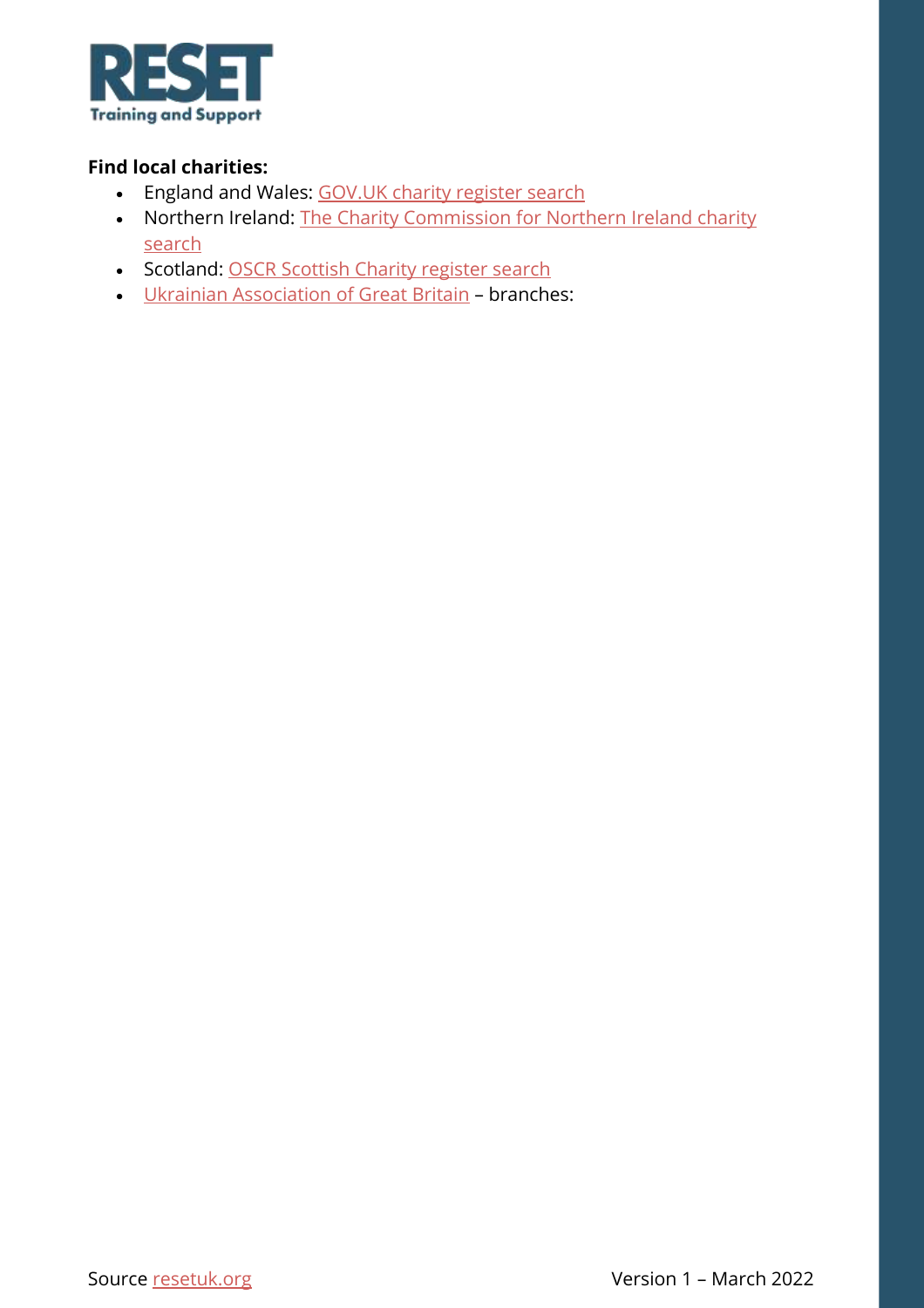**Find local charities:**

- England and Wales: GOV.UK charity register search
- Northern Ireland: The Charity Commission for Northern Ireland charity search
- Scotland: OSCR Scottish Charity register search
- Ukrainian Association of Great Britain – branches: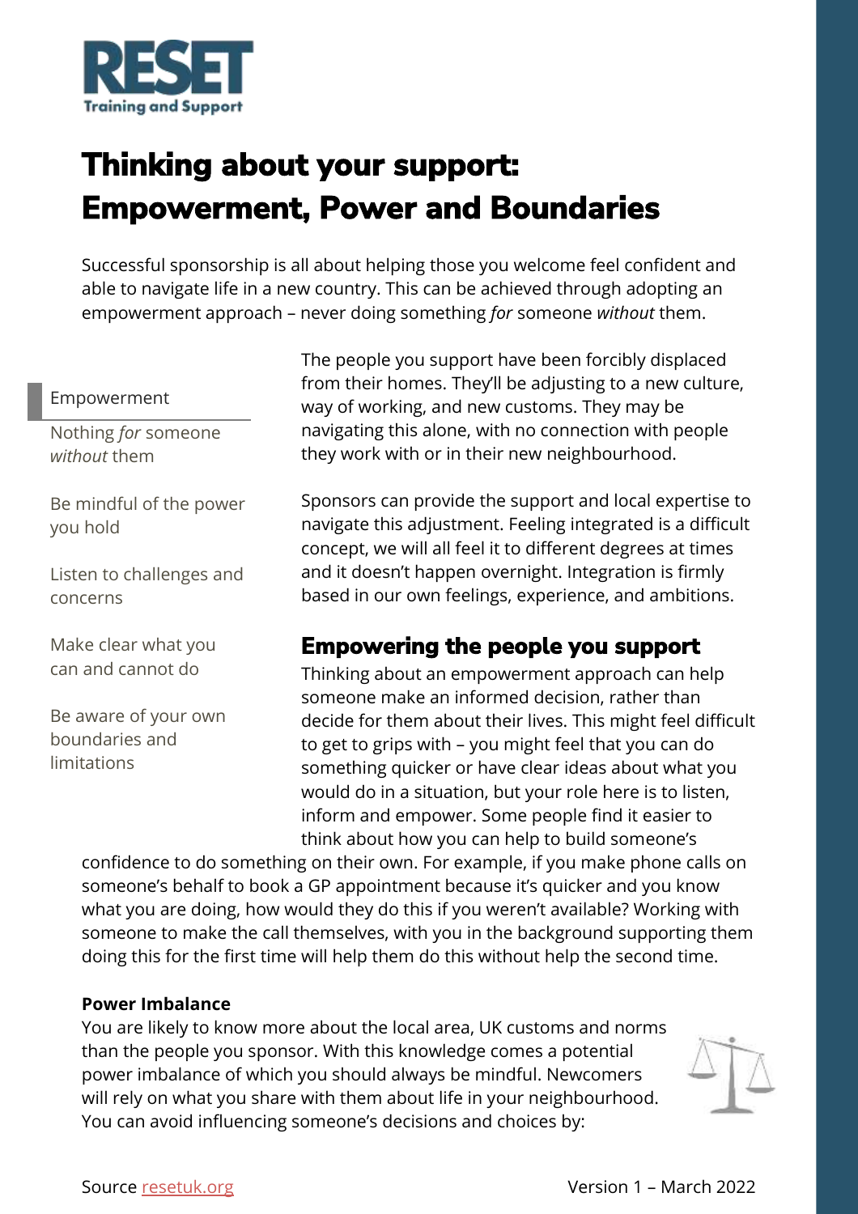RESET
Training and Support

# Thinking about your support: Empowerment, Power and Boundaries

Successful sponsorship is all about helping those you welcome feel confident and able to navigate life in a new country. This can be achieved through adopting an empowerment approach – never doing something *for* someone *without* them.

Empowerment

- Nothing *for* someone *without* them
- Be mindful of the power you hold
- Listen to challenges and concerns
- Make clear what you can and cannot do
- Be aware of your own boundaries and limitations

The people you support have been forcibly displaced from their homes. They'll be adjusting to a new culture, way of working, and new customs. They may be navigating this alone, with no connection with people they work with or in their new neighbourhood.

Sponsors can provide the support and local expertise to navigate this adjustment. Feeling integrated is a difficult concept, we will all feel it to different degrees at times and it doesn't happen overnight. Integration is firmly based in our own feelings, experience, and ambitions.

## Empowering the people you support

Thinking about an empowerment approach can help someone make an informed decision, rather than decide for them about their lives. This might feel difficult to get to grips with – you might feel that you can do something quicker or have clear ideas about what you would do in a situation, but your role here is to listen, inform and empower. Some people find it easier to think about how you can help to build someone's confidence to do something on their own. For example, if you make phone calls on someone's behalf to book a GP appointment because it's quicker and you know what you are doing, how would they do this if you weren't available? Working with someone to make the call themselves, with you in the background supporting them doing this for the first time will help them do this without help the second time.

**Power Imbalance**

You are likely to know more about the local area, UK customs and norms than the people you sponsor. With this knowledge comes a potential power imbalance of which you should always be mindful. Newcomers will rely on what you share with them about life in your neighbourhood. You can avoid influencing someone's decisions and choices by:

Source resetuk.org

Version 1 – March 2022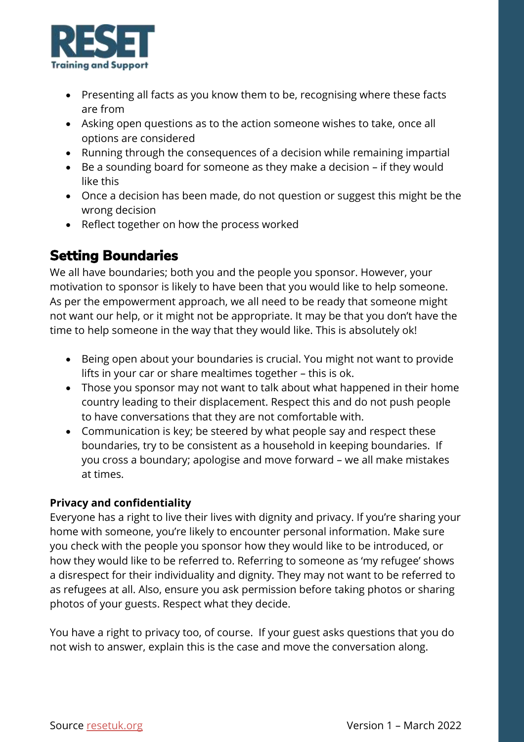- Presenting all facts as you know them to be, recognising where these facts are from
- Asking open questions as to the action someone wishes to take, once all options are considered
- Running through the consequences of a decision while remaining impartial
- Be a sounding board for someone as they make a decision – if they would like this
- Once a decision has been made, do not question or suggest this might be the wrong decision
- Reflect together on how the process worked

## Setting Boundaries

We all have boundaries; both you and the people you sponsor. However, your motivation to sponsor is likely to have been that you would like to help someone. As per the empowerment approach, we all need to be ready that someone might not want our help, or it might not be appropriate. It may be that you don't have the time to help someone in the way that they would like. This is absolutely ok!

- Being open about your boundaries is crucial. You might not want to provide lifts in your car or share mealtimes together – this is ok.
- Those you sponsor may not want to talk about what happened in their home country leading to their displacement. Respect this and do not push people to have conversations that they are not comfortable with.
- Communication is key; be steered by what people say and respect these boundaries, try to be consistent as a household in keeping boundaries. If you cross a boundary; apologise and move forward – we all make mistakes at times.

**Privacy and confidentiality**

Everyone has a right to live their lives with dignity and privacy. If you're sharing your home with someone, you're likely to encounter personal information. Make sure you check with the people you sponsor how they would like to be introduced, or how they would like to be referred to. Referring to someone as 'my refugee' shows a disrespect for their individuality and dignity. They may not want to be referred to as refugees at all. Also, ensure you ask permission before taking photos or sharing photos of your guests. Respect what they decide.

You have a right to privacy too, of course. If your guest asks questions that you do not wish to answer, explain this is the case and move the conversation along.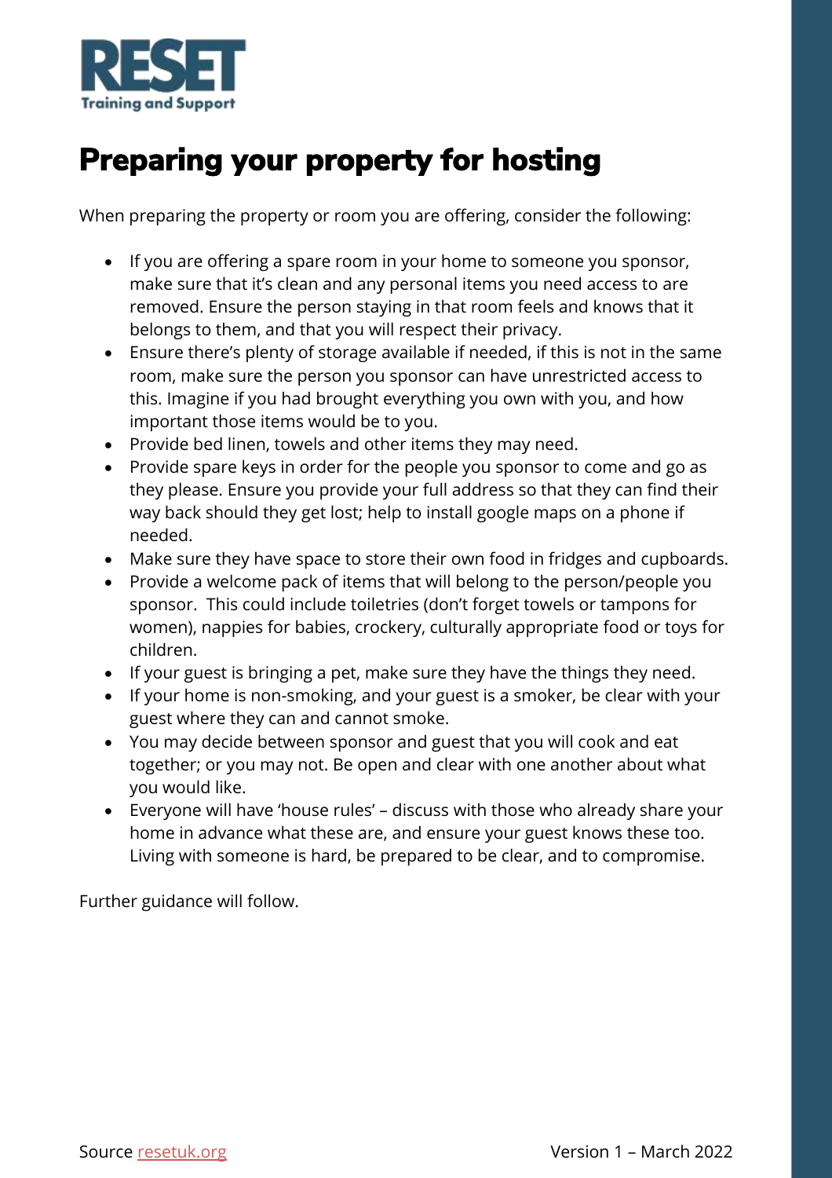# Preparing your property for hosting

When preparing the property or room you are offering, consider the following:

- If you are offering a spare room in your home to someone you sponsor, make sure that it's clean and any personal items you need access to are removed. Ensure the person staying in that room feels and knows that it belongs to them, and that you will respect their privacy.
- Ensure there's plenty of storage available if needed, if this is not in the same room, make sure the person you sponsor can have unrestricted access to this. Imagine if you had brought everything you own with you, and how important those items would be to you.
- Provide bed linen, towels and other items they may need.
- Provide spare keys in order for the people you sponsor to come and go as they please. Ensure you provide your full address so that they can find their way back should they get lost; help to install google maps on a phone if needed.
- Make sure they have space to store their own food in fridges and cupboards.
- Provide a welcome pack of items that will belong to the person/people you sponsor. This could include toiletries (don't forget towels or tampons for women), nappies for babies, crockery, culturally appropriate food or toys for children.
- If your guest is bringing a pet, make sure they have the things they need.
- If your home is non-smoking, and your guest is a smoker, be clear with your guest where they can and cannot smoke.
- You may decide between sponsor and guest that you will cook and eat together; or you may not. Be open and clear with one another about what you would like.
- Everyone will have 'house rules' – discuss with those who already share your home in advance what these are, and ensure your guest knows these too. Living with someone is hard, be prepared to be clear, and to compromise.

Further guidance will follow.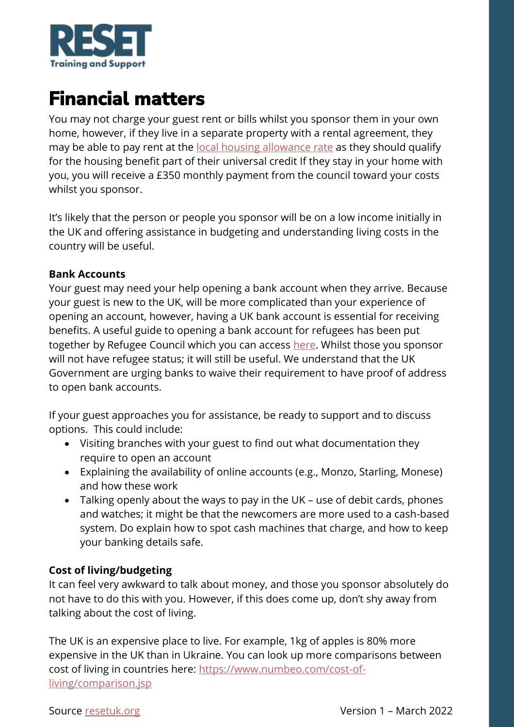**RESET**
**Training and Support**

# Financial matters

You may not charge your guest rent or bills whilst you sponsor them in your own home, however, if they live in a separate property with a rental agreement, they may be able to pay rent at the local housing allowance rate as they should qualify for the housing benefit part of their universal credit If they stay in your home with you, you will receive a £350 monthly payment from the council toward your costs whilst you sponsor.

It's likely that the person or people you sponsor will be on a low income initially in the UK and offering assistance in budgeting and understanding living costs in the country will be useful.

**Bank Accounts**

Your guest may need your help opening a bank account when they arrive. Because your guest is new to the UK, will be more complicated than your experience of opening an account, however, having a UK bank account is essential for receiving benefits. A useful guide to opening a bank account for refugees has been put together by Refugee Council which you can access here. Whilst those you sponsor will not have refugee status; it will still be useful. We understand that the UK Government are urging banks to waive their requirement to have proof of address to open bank accounts.

If your guest approaches you for assistance, be ready to support and to discuss options. This could include:

- Visiting branches with your guest to find out what documentation they require to open an account
- Explaining the availability of online accounts (e.g., Monzo, Starling, Monese) and how these work
- Talking openly about the ways to pay in the UK – use of debit cards, phones and watches; it might be that the newcomers are more used to a cash-based system. Do explain how to spot cash machines that charge, and how to keep your banking details safe.

**Cost of living/budgeting**

It can feel very awkward to talk about money, and those you sponsor absolutely do not have to do this with you. However, if this does come up, don't shy away from talking about the cost of living.

The UK is an expensive place to live. For example, 1kg of apples is 80% more expensive in the UK than in Ukraine. You can look up more comparisons between cost of living in countries here: https://www.numbeo.com/cost-of-living/comparison.jsp

Source resetuk.org　　　　Version 1 – March 2022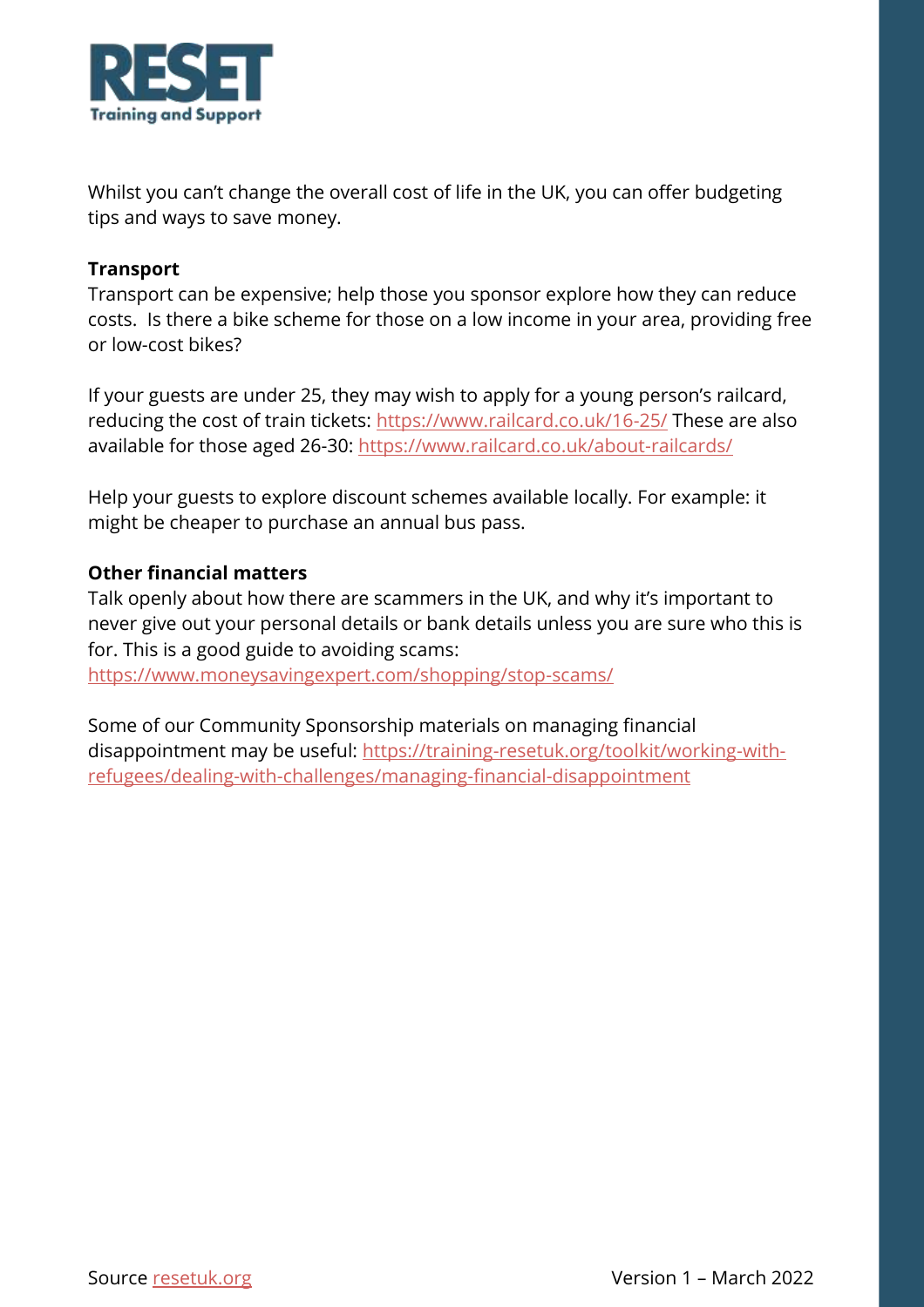Whilst you can't change the overall cost of life in the UK, you can offer budgeting tips and ways to save money.

**Transport**

Transport can be expensive; help those you sponsor explore how they can reduce costs. Is there a bike scheme for those on a low income in your area, providing free or low-cost bikes?

If your guests are under 25, they may wish to apply for a young person's railcard, reducing the cost of train tickets: https://www.railcard.co.uk/16-25/ These are also available for those aged 26-30: https://www.railcard.co.uk/about-railcards/

Help your guests to explore discount schemes available locally. For example: it might be cheaper to purchase an annual bus pass.

**Other financial matters**

Talk openly about how there are scammers in the UK, and why it's important to never give out your personal details or bank details unless you are sure who this is for. This is a good guide to avoiding scams: https://www.moneysavingexpert.com/shopping/stop-scams/

Some of our Community Sponsorship materials on managing financial disappointment may be useful: https://training-resetuk.org/toolkit/working-with-refugees/dealing-with-challenges/managing-financial-disappointment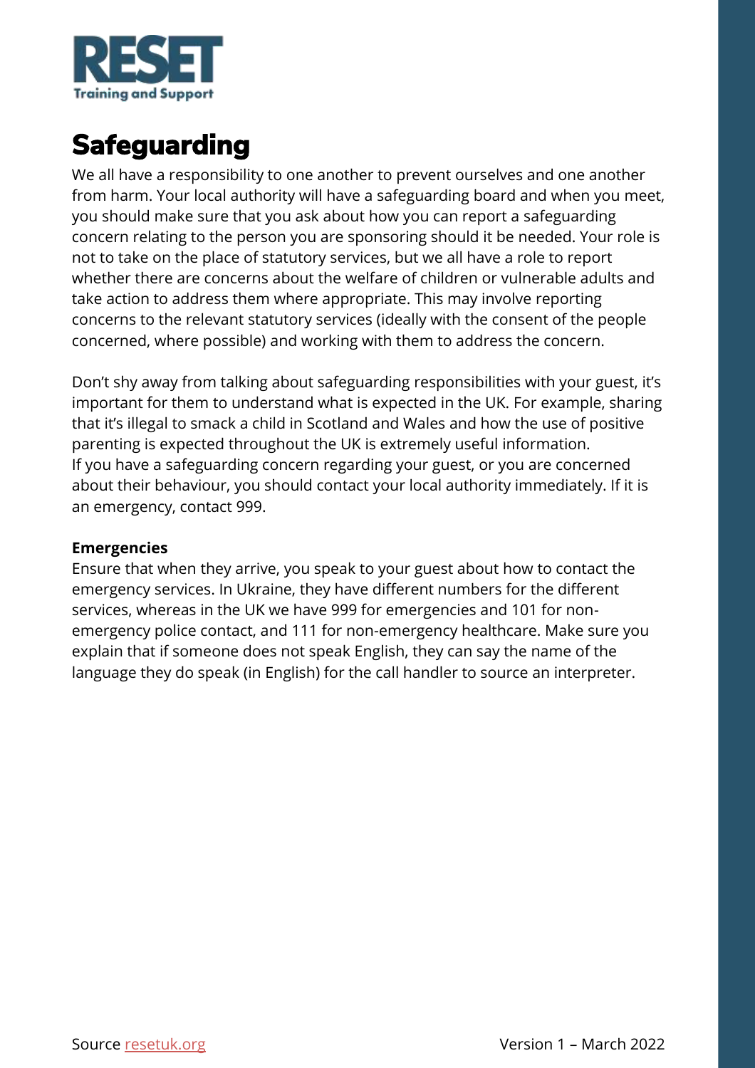# Safeguarding

We all have a responsibility to one another to prevent ourselves and one another from harm. Your local authority will have a safeguarding board and when you meet, you should make sure that you ask about how you can report a safeguarding concern relating to the person you are sponsoring should it be needed. Your role is not to take on the place of statutory services, but we all have a role to report whether there are concerns about the welfare of children or vulnerable adults and take action to address them where appropriate. This may involve reporting concerns to the relevant statutory services (ideally with the consent of the people concerned, where possible) and working with them to address the concern.

Don't shy away from talking about safeguarding responsibilities with your guest, it's important for them to understand what is expected in the UK. For example, sharing that it's illegal to smack a child in Scotland and Wales and how the use of positive parenting is expected throughout the UK is extremely useful information. If you have a safeguarding concern regarding your guest, or you are concerned about their behaviour, you should contact your local authority immediately. If it is an emergency, contact 999.

**Emergencies**

Ensure that when they arrive, you speak to your guest about how to contact the emergency services. In Ukraine, they have different numbers for the different services, whereas in the UK we have 999 for emergencies and 101 for non-emergency police contact, and 111 for non-emergency healthcare. Make sure you explain that if someone does not speak English, they can say the name of the language they do speak (in English) for the call handler to source an interpreter.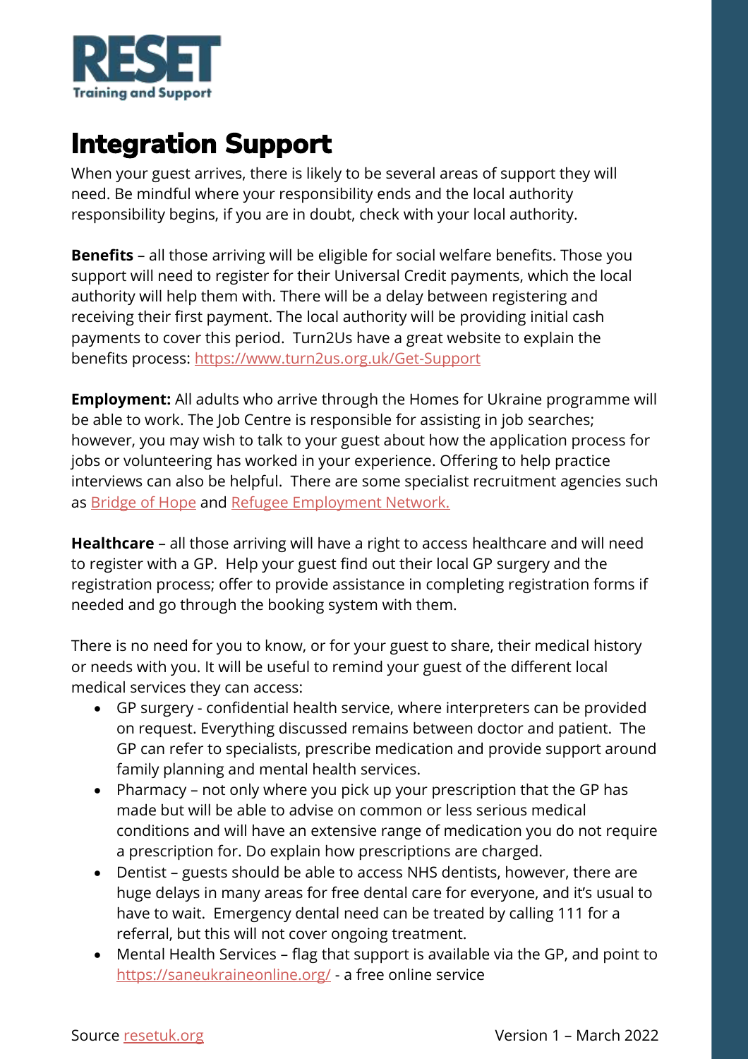# Integration Support

When your guest arrives, there is likely to be several areas of support they will need. Be mindful where your responsibility ends and the local authority responsibility begins, if you are in doubt, check with your local authority.

**Benefits** – all those arriving will be eligible for social welfare benefits. Those you support will need to register for their Universal Credit payments, which the local authority will help them with. There will be a delay between registering and receiving their first payment. The local authority will be providing initial cash payments to cover this period. Turn2Us have a great website to explain the benefits process: https://www.turn2us.org.uk/Get-Support

**Employment:** All adults who arrive through the Homes for Ukraine programme will be able to work. The Job Centre is responsible for assisting in job searches; however, you may wish to talk to your guest about how the application process for jobs or volunteering has worked in your experience. Offering to help practice interviews can also be helpful. There are some specialist recruitment agencies such as Bridge of Hope and Refugee Employment Network.

**Healthcare** – all those arriving will have a right to access healthcare and will need to register with a GP. Help your guest find out their local GP surgery and the registration process; offer to provide assistance in completing registration forms if needed and go through the booking system with them.

There is no need for you to know, or for your guest to share, their medical history or needs with you. It will be useful to remind your guest of the different local medical services they can access:

- GP surgery - confidential health service, where interpreters can be provided on request. Everything discussed remains between doctor and patient. The GP can refer to specialists, prescribe medication and provide support around family planning and mental health services.
- Pharmacy – not only where you pick up your prescription that the GP has made but will be able to advise on common or less serious medical conditions and will have an extensive range of medication you do not require a prescription for. Do explain how prescriptions are charged.
- Dentist – guests should be able to access NHS dentists, however, there are huge delays in many areas for free dental care for everyone, and it's usual to have to wait. Emergency dental need can be treated by calling 111 for a referral, but this will not cover ongoing treatment.
- Mental Health Services – flag that support is available via the GP, and point to https://saneukraineonline.org/ - a free online service

Source resetuk.org Version 1 – March 2022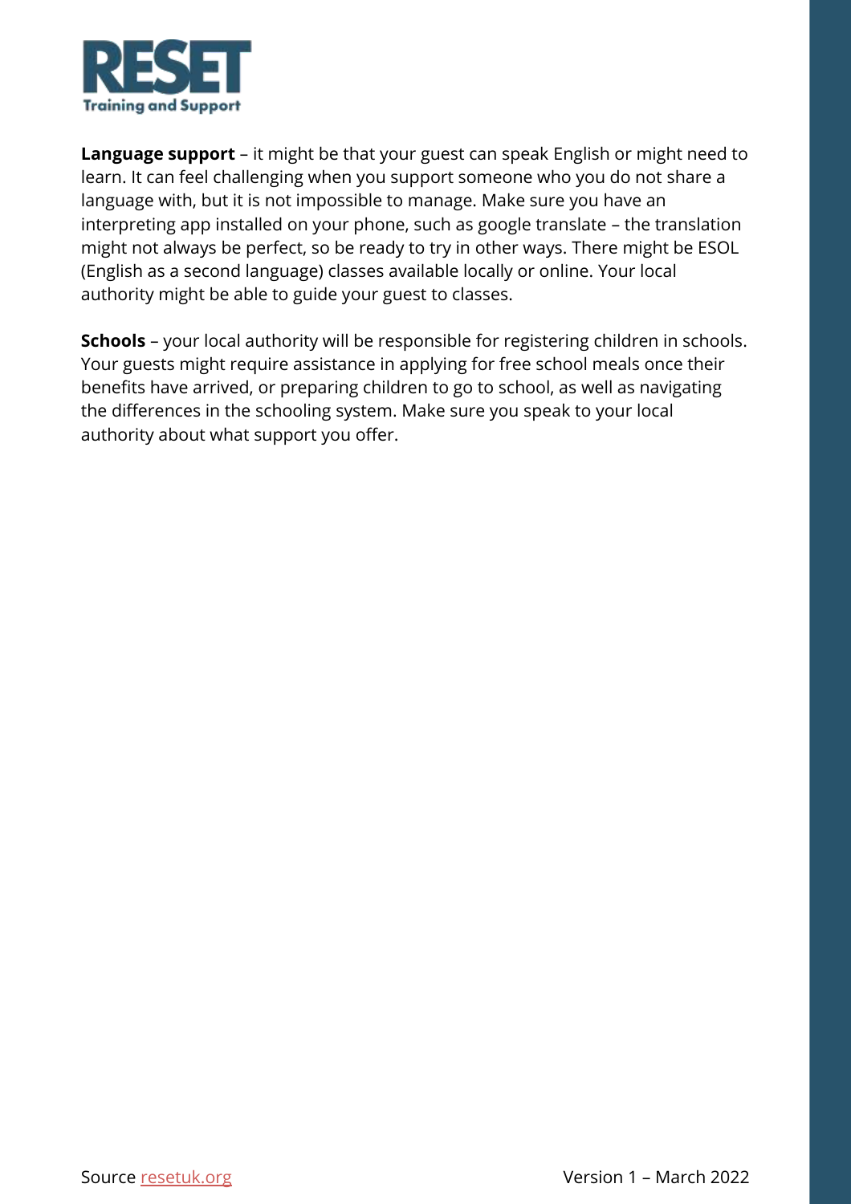**Language support** – it might be that your guest can speak English or might need to learn. It can feel challenging when you support someone who you do not share a language with, but it is not impossible to manage. Make sure you have an interpreting app installed on your phone, such as google translate – the translation might not always be perfect, so be ready to try in other ways. There might be ESOL (English as a second language) classes available locally or online. Your local authority might be able to guide your guest to classes.

**Schools** – your local authority will be responsible for registering children in schools. Your guests might require assistance in applying for free school meals once their benefits have arrived, or preparing children to go to school, as well as navigating the differences in the schooling system. Make sure you speak to your local authority about what support you offer.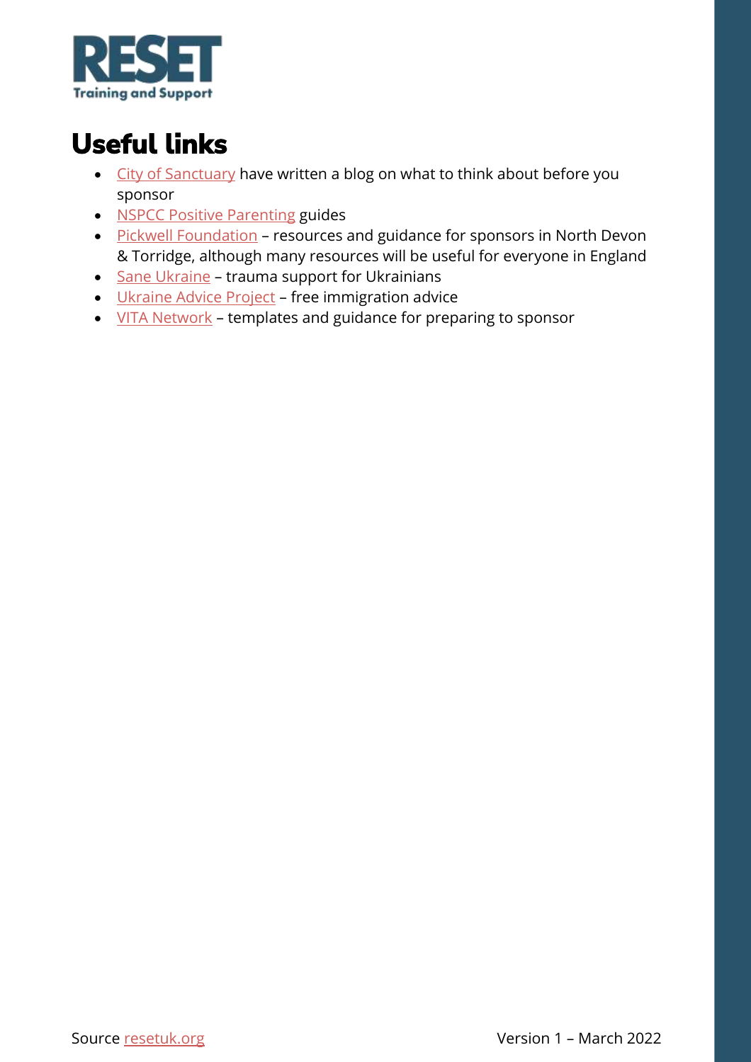# Useful links

- City of Sanctuary have written a blog on what to think about before you sponsor
- NSPCC Positive Parenting guides
- Pickwell Foundation – resources and guidance for sponsors in North Devon & Torridge, although many resources will be useful for everyone in England
- Sane Ukraine – trauma support for Ukrainians
- Ukraine Advice Project – free immigration advice
- VITA Network – templates and guidance for preparing to sponsor